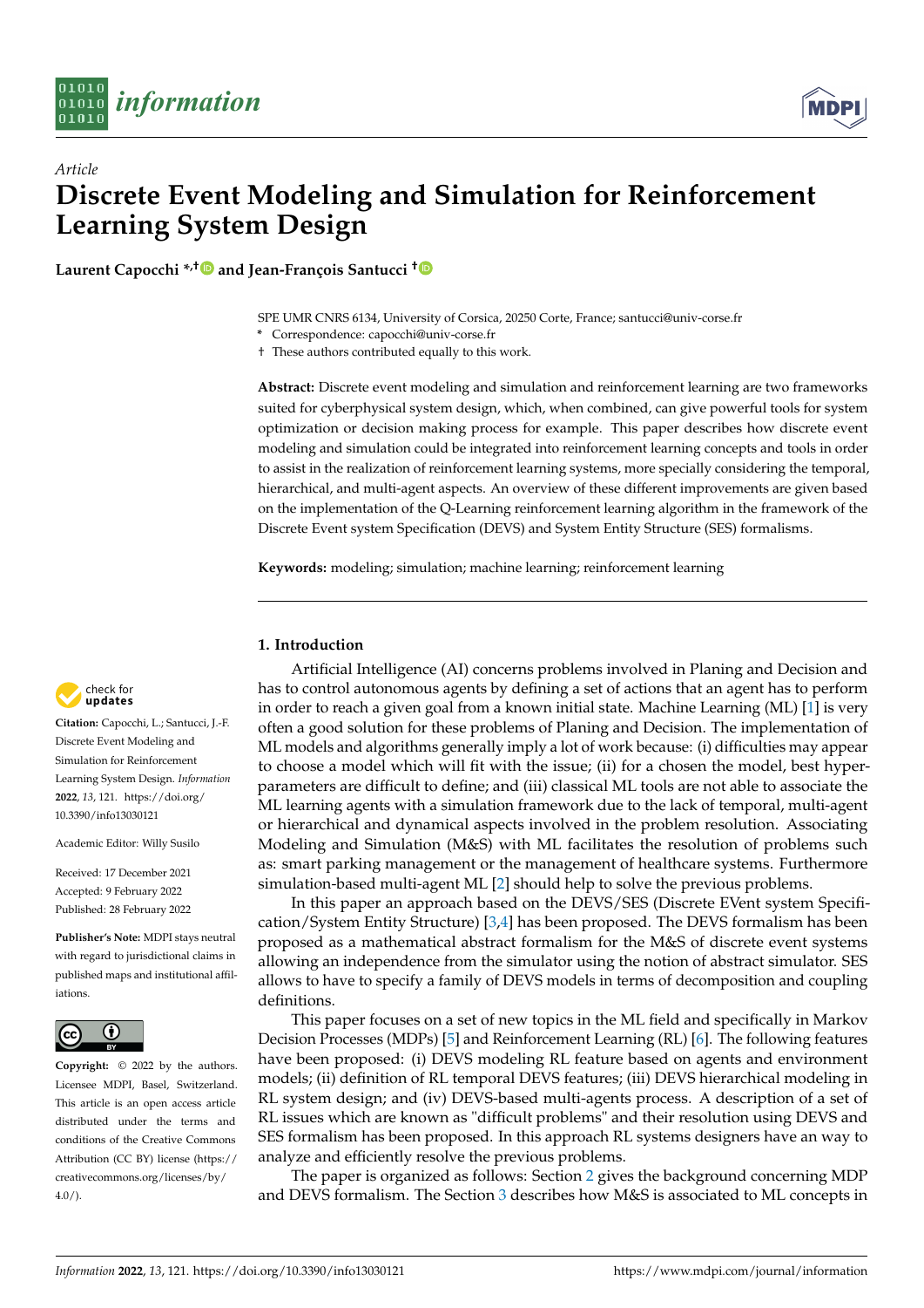*Article*

# Discrete Event Modeling and Simulation for Reinforcement Learning System Design

**Laurent Capocchi *,† and Jean-François Santucci †**

SPE UMR CNRS 6134, University of Corsica, 20250 Corte, France; santucci@univ-corse.fr

\* Correspondence: capocchi@univ-corse.fr

† These authors contributed equally to this work.

**Abstract:** Discrete event modeling and simulation and reinforcement learning are two frameworks suited for cyberphysical system design, which, when combined, can give powerful tools for system optimization or decision making process for example. This paper describes how discrete event modeling and simulation could be integrated into reinforcement learning concepts and tools in order to assist in the realization of reinforcement learning systems, more specially considering the temporal, hierarchical, and multi-agent aspects. An overview of these different improvements are given based on the implementation of the Q-Learning reinforcement learning algorithm in the framework of the Discrete Event system Specification (DEVS) and System Entity Structure (SES) formalisms.

**Keywords:** modeling; simulation; machine learning; reinforcement learning

**Citation:** Capocchi, L.; Santucci, J.-F. Discrete Event Modeling and Simulation for Reinforcement Learning System Design. *Information* **2022**, *13*, 121. https://doi.org/10.3390/info13030121

Academic Editor: Willy Susilo

Received: 17 December 2021
Accepted: 9 February 2022
Published: 28 February 2022

**Publisher's Note:** MDPI stays neutral with regard to jurisdictional claims in published maps and institutional affiliations.

**Copyright:** © 2022 by the authors. Licensee MDPI, Basel, Switzerland. This article is an open access article distributed under the terms and conditions of the Creative Commons Attribution (CC BY) license (https://creativecommons.org/licenses/by/4.0/).

## 1. Introduction

Artificial Intelligence (AI) concerns problems involved in Planing and Decision and has to control autonomous agents by defining a set of actions that an agent has to perform in order to reach a given goal from a known initial state. Machine Learning (ML) [1] is very often a good solution for these problems of Planing and Decision. The implementation of ML models and algorithms generally imply a lot of work because: (i) difficulties may appear to choose a model which will fit with the issue; (ii) for a chosen the model, best hyper-parameters are difficult to define; and (iii) classical ML tools are not able to associate the ML learning agents with a simulation framework due to the lack of temporal, multi-agent or hierarchical and dynamical aspects involved in the problem resolution. Associating Modeling and Simulation (M&S) with ML facilitates the resolution of problems such as: smart parking management or the management of healthcare systems. Furthermore simulation-based multi-agent ML [2] should help to solve the previous problems.

In this paper an approach based on the DEVS/SES (Discrete EVent system Specification/System Entity Structure) [3,4] has been proposed. The DEVS formalism has been proposed as a mathematical abstract formalism for the M&S of discrete event systems allowing an independence from the simulator using the notion of abstract simulator. SES allows to have to specify a family of DEVS models in terms of decomposition and coupling definitions.

This paper focuses on a set of new topics in the ML field and specifically in Markov Decision Processes (MDPs) [5] and Reinforcement Learning (RL) [6]. The following features have been proposed: (i) DEVS modeling RL feature based on agents and environment models; (ii) definition of RL temporal DEVS features; (iii) DEVS hierarchical modeling in RL system design; and (iv) DEVS-based multi-agents process. A description of a set of RL issues which are known as "difficult problems" and their resolution using DEVS and SES formalism has been proposed. In this approach RL systems designers have an way to analyze and efficiently resolve the previous problems.

The paper is organized as follows: Section 2 gives the background concerning MDP and DEVS formalism. The Section 3 describes how M&S is associated to ML concepts in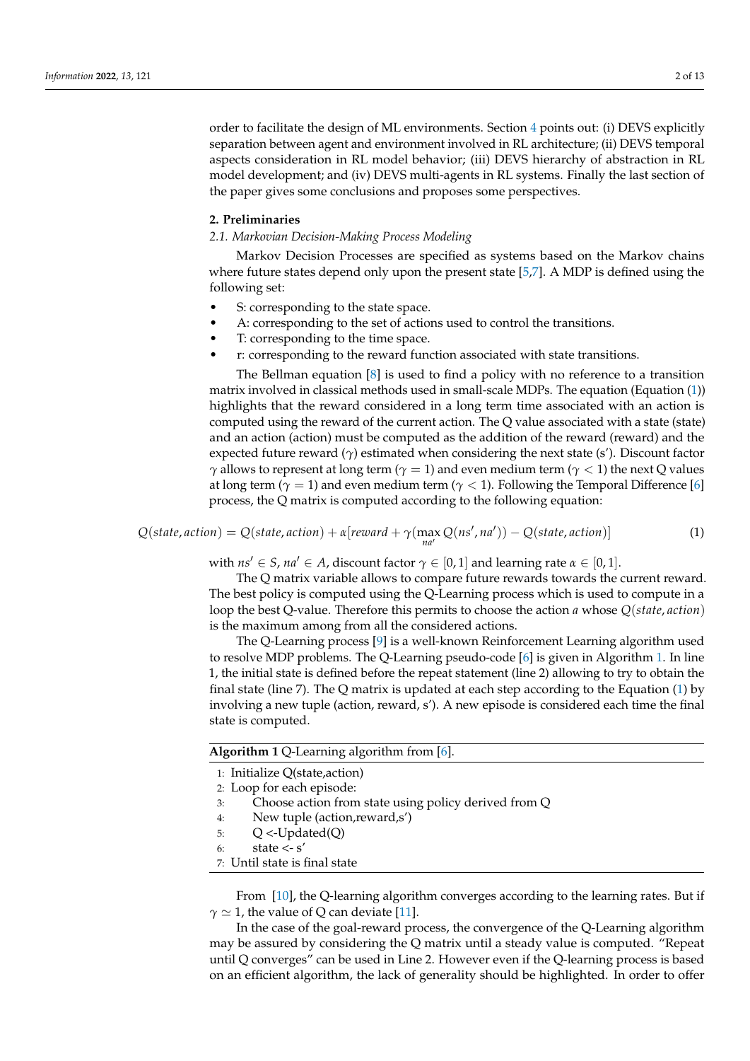order to facilitate the design of ML environments. Section 4 points out: (i) DEVS explicitly separation between agent and environment involved in RL architecture; (ii) DEVS temporal aspects consideration in RL model behavior; (iii) DEVS hierarchy of abstraction in RL model development; and (iv) DEVS multi-agents in RL systems. Finally the last section of the paper gives some conclusions and proposes some perspectives.

## 2. Preliminaries

### *2.1. Markovian Decision-Making Process Modeling*

Markov Decision Processes are specified as systems based on the Markov chains where future states depend only upon the present state [5,7]. A MDP is defined using the following set:

- S: corresponding to the state space.
- A: corresponding to the set of actions used to control the transitions.
- T: corresponding to the time space.
- r: corresponding to the reward function associated with state transitions.

The Bellman equation [8] is used to find a policy with no reference to a transition matrix involved in classical methods used in small-scale MDPs. The equation (Equation (1)) highlights that the reward considered in a long term time associated with an action is computed using the reward of the current action. The Q value associated with a state (state) and an action (action) must be computed as the addition of the reward (reward) and the expected future reward ($\gamma$) estimated when considering the next state (s'). Discount factor $\gamma$ allows to represent at long term ($\gamma = 1$) and even medium term ($\gamma < 1$) the next Q values at long term ($\gamma = 1$) and even medium term ($\gamma < 1$). Following the Temporal Difference [6] process, the Q matrix is computed according to the following equation:

$$Q(state, action) = Q(state, action) + \alpha[reward + \gamma(\max_{na'} Q(ns', na')) - Q(state, action)] \quad (1)$$

with $ns' \in S$, $na' \in A$, discount factor $\gamma \in [0, 1]$ and learning rate $\alpha \in [0, 1]$.

The Q matrix variable allows to compare future rewards towards the current reward. The best policy is computed using the Q-Learning process which is used to compute in a loop the best Q-value. Therefore this permits to choose the action $a$ whose $Q(state, action)$ is the maximum among from all the considered actions.

The Q-Learning process [9] is a well-known Reinforcement Learning algorithm used to resolve MDP problems. The Q-Learning pseudo-code [6] is given in Algorithm 1. In line 1, the initial state is defined before the repeat statement (line 2) allowing to try to obtain the final state (line 7). The Q matrix is updated at each step according to the Equation (1) by involving a new tuple (action, reward, s'). A new episode is considered each time the final state is computed.

**Algorithm 1** Q-Learning algorithm from [6].

```
1: Initialize Q(state,action)
2: Loop for each episode:
3:     Choose action from state using policy derived from Q
4:     New tuple (action,reward,s')
5:     Q <-Updated(Q)
6:     state <- s'
7: Until state is final state
```

From [10], the Q-learning algorithm converges according to the learning rates. But if $\gamma \simeq 1$, the value of Q can deviate [11].

In the case of the goal-reward process, the convergence of the Q-Learning algorithm may be assured by considering the Q matrix until a steady value is computed. "Repeat until Q converges" can be used in Line 2. However even if the Q-learning process is based on an efficient algorithm, the lack of generality should be highlighted. In order to offer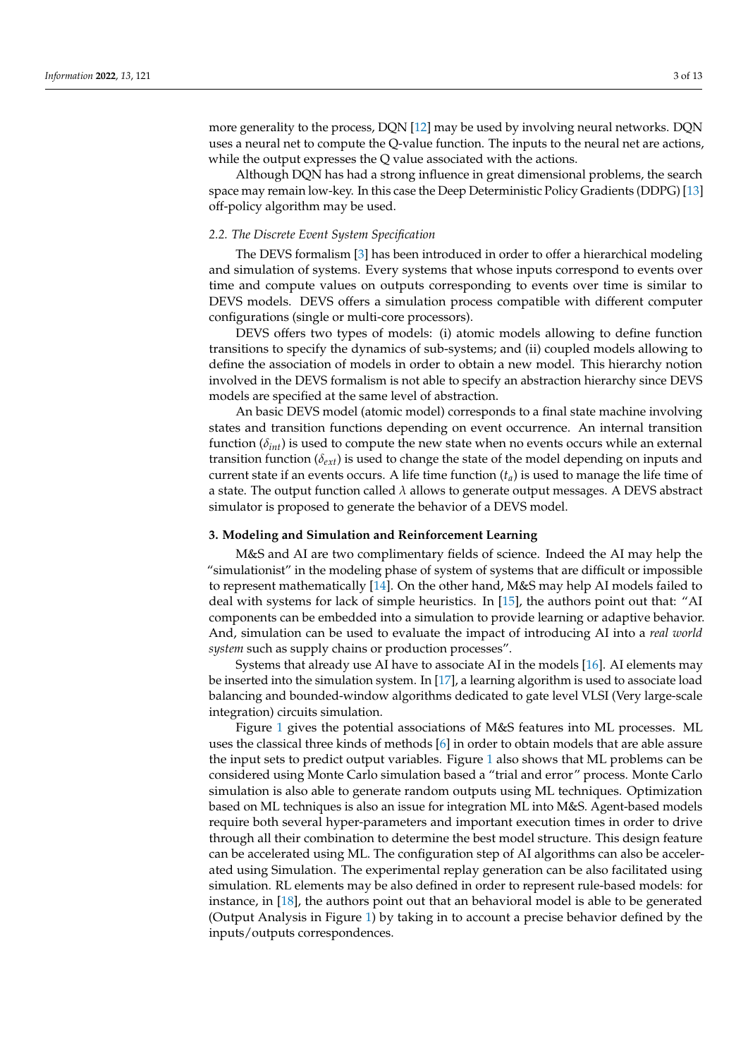more generality to the process, DQN [12] may be used by involving neural networks. DQN uses a neural net to compute the Q-value function. The inputs to the neural net are actions, while the output expresses the Q value associated with the actions.

Although DQN has had a strong influence in great dimensional problems, the search space may remain low-key. In this case the Deep Deterministic Policy Gradients (DDPG) [13] off-policy algorithm may be used.

### *2.2. The Discrete Event System Specification*

The DEVS formalism [3] has been introduced in order to offer a hierarchical modeling and simulation of systems. Every systems that whose inputs correspond to events over time and compute values on outputs corresponding to events over time is similar to DEVS models. DEVS offers a simulation process compatible with different computer configurations (single or multi-core processors).

DEVS offers two types of models: (i) atomic models allowing to define function transitions to specify the dynamics of sub-systems; and (ii) coupled models allowing to define the association of models in order to obtain a new model. This hierarchy notion involved in the DEVS formalism is not able to specify an abstraction hierarchy since DEVS models are specified at the same level of abstraction.

An basic DEVS model (atomic model) corresponds to a final state machine involving states and transition functions depending on event occurrence. An internal transition function ($\delta_{int}$) is used to compute the new state when no events occurs while an external transition function ($\delta_{ext}$) is used to change the state of the model depending on inputs and current state if an events occurs. A life time function ($t_a$) is used to manage the life time of a state. The output function called $\lambda$ allows to generate output messages. A DEVS abstract simulator is proposed to generate the behavior of a DEVS model.

## **3. Modeling and Simulation and Reinforcement Learning**

M&S and AI are two complimentary fields of science. Indeed the AI may help the "simulationist" in the modeling phase of system of systems that are difficult or impossible to represent mathematically [14]. On the other hand, M&S may help AI models failed to deal with systems for lack of simple heuristics. In [15], the authors point out that: "AI components can be embedded into a simulation to provide learning or adaptive behavior. And, simulation can be used to evaluate the impact of introducing AI into a *real world system* such as supply chains or production processes".

Systems that already use AI have to associate AI in the models [16]. AI elements may be inserted into the simulation system. In [17], a learning algorithm is used to associate load balancing and bounded-window algorithms dedicated to gate level VLSI (Very large-scale integration) circuits simulation.

Figure 1 gives the potential associations of M&S features into ML processes. ML uses the classical three kinds of methods [6] in order to obtain models that are able assure the input sets to predict output variables. Figure 1 also shows that ML problems can be considered using Monte Carlo simulation based a "trial and error" process. Monte Carlo simulation is also able to generate random outputs using ML techniques. Optimization based on ML techniques is also an issue for integration ML into M&S. Agent-based models require both several hyper-parameters and important execution times in order to drive through all their combination to determine the best model structure. This design feature can be accelerated using ML. The configuration step of AI algorithms can also be accelerated using Simulation. The experimental replay generation can be also facilitated using simulation. RL elements may be also defined in order to represent rule-based models: for instance, in [18], the authors point out that an behavioral model is able to be generated (Output Analysis in Figure 1) by taking in to account a precise behavior defined by the inputs/outputs correspondences.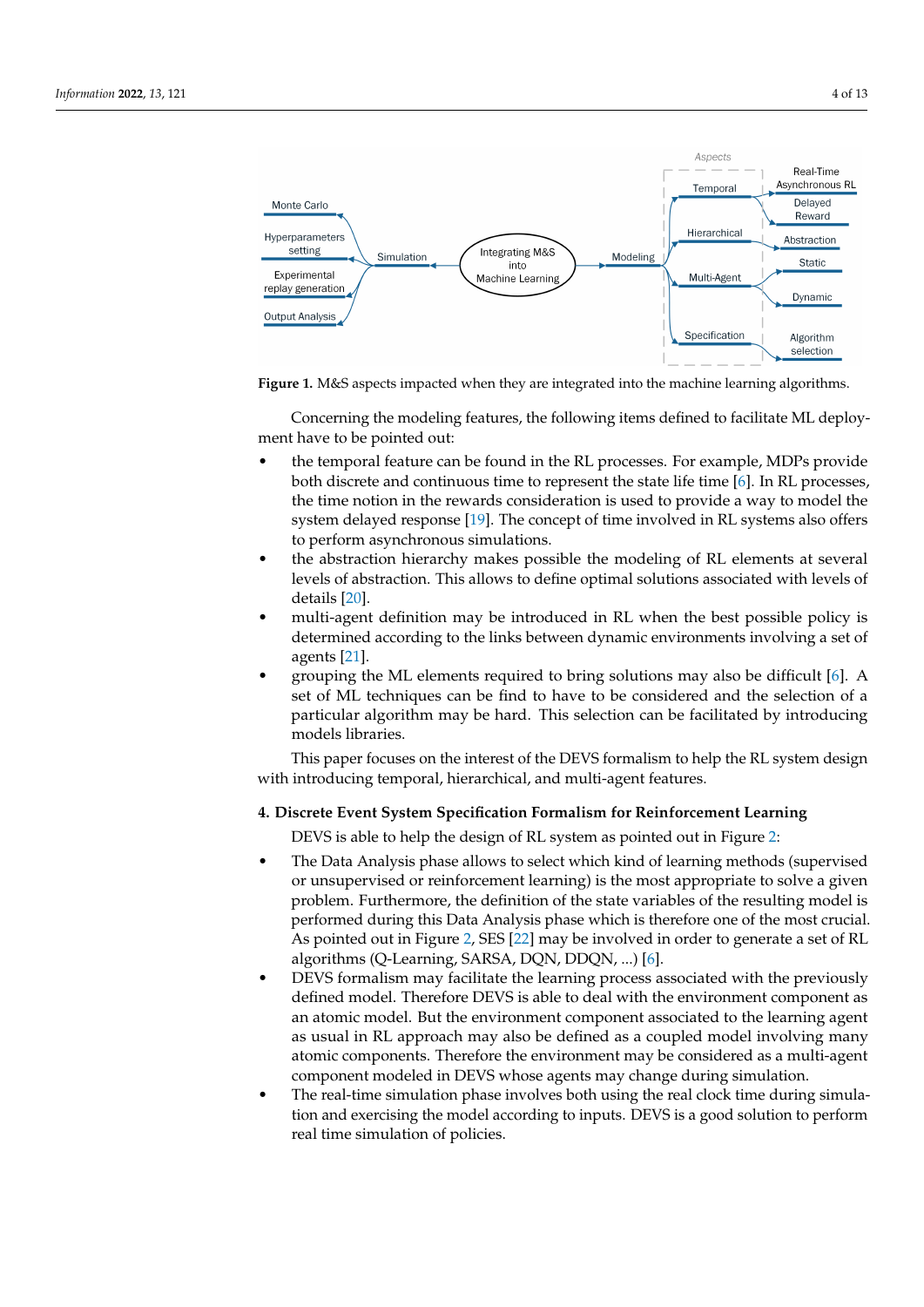**Figure 1.** M&S aspects impacted when they are integrated into the machine learning algorithms.

Concerning the modeling features, the following items defined to facilitate ML deployment have to be pointed out:

- the temporal feature can be found in the RL processes. For example, MDPs provide both discrete and continuous time to represent the state life time [6]. In RL processes, the time notion in the rewards consideration is used to provide a way to model the system delayed response [19]. The concept of time involved in RL systems also offers to perform asynchronous simulations.
- the abstraction hierarchy makes possible the modeling of RL elements at several levels of abstraction. This allows to define optimal solutions associated with levels of details [20].
- multi-agent definition may be introduced in RL when the best possible policy is determined according to the links between dynamic environments involving a set of agents [21].
- grouping the ML elements required to bring solutions may also be difficult [6]. A set of ML techniques can be find to have to be considered and the selection of a particular algorithm may be hard. This selection can be facilitated by introducing models libraries.

This paper focuses on the interest of the DEVS formalism to help the RL system design with introducing temporal, hierarchical, and multi-agent features.

## 4. Discrete Event System Specification Formalism for Reinforcement Learning

DEVS is able to help the design of RL system as pointed out in Figure 2:

- The Data Analysis phase allows to select which kind of learning methods (supervised or unsupervised or reinforcement learning) is the most appropriate to solve a given problem. Furthermore, the definition of the state variables of the resulting model is performed during this Data Analysis phase which is therefore one of the most crucial. As pointed out in Figure 2, SES [22] may be involved in order to generate a set of RL algorithms (Q-Learning, SARSA, DQN, DDQN, ...) [6].
- DEVS formalism may facilitate the learning process associated with the previously defined model. Therefore DEVS is able to deal with the environment component as an atomic model. But the environment component associated to the learning agent as usual in RL approach may also be defined as a coupled model involving many atomic components. Therefore the environment may be considered as a multi-agent component modeled in DEVS whose agents may change during simulation.
- The real-time simulation phase involves both using the real clock time during simulation and exercising the model according to inputs. DEVS is a good solution to perform real time simulation of policies.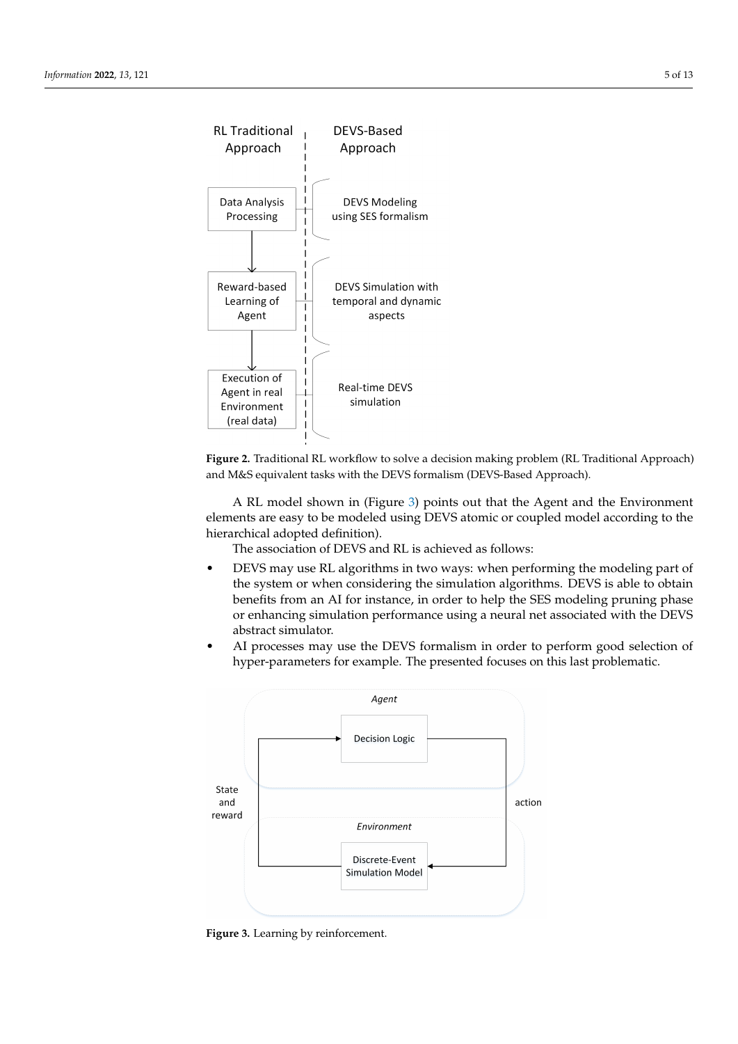**Figure 2.** Traditional RL workflow to solve a decision making problem (RL Traditional Approach) and M&S equivalent tasks with the DEVS formalism (DEVS-Based Approach).

A RL model shown in (Figure 3) points out that the Agent and the Environment elements are easy to be modeled using DEVS atomic or coupled model according to the hierarchical adopted definition).

The association of DEVS and RL is achieved as follows:

- DEVS may use RL algorithms in two ways: when performing the modeling part of the system or when considering the simulation algorithms. DEVS is able to obtain benefits from an AI for instance, in order to help the SES modeling pruning phase or enhancing simulation performance using a neural net associated with the DEVS abstract simulator.
- AI processes may use the DEVS formalism in order to perform good selection of hyper-parameters for example. The presented focuses on this last problematic.

**Figure 3.** Learning by reinforcement.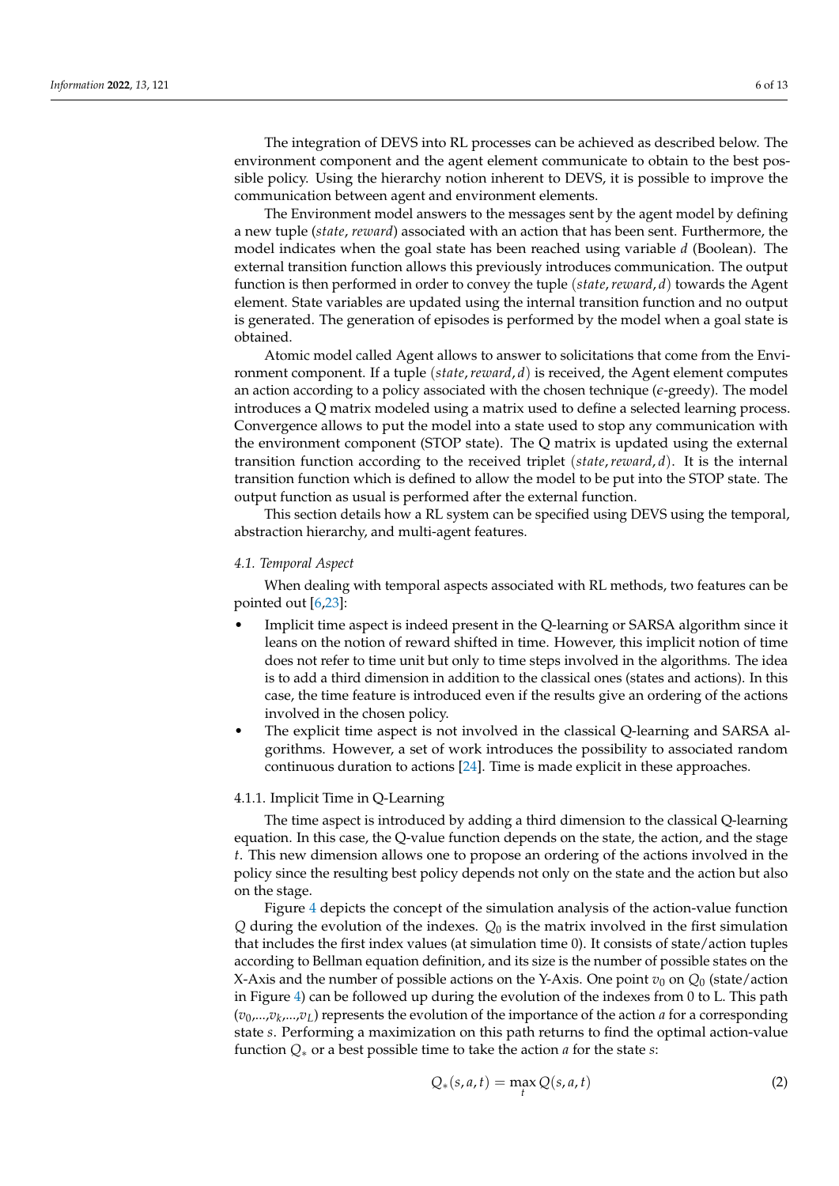The integration of DEVS into RL processes can be achieved as described below. The environment component and the agent element communicate to obtain to the best possible policy. Using the hierarchy notion inherent to DEVS, it is possible to improve the communication between agent and environment elements.

The Environment model answers to the messages sent by the agent model by defining a new tuple (*state*, *reward*) associated with an action that has been sent. Furthermore, the model indicates when the goal state has been reached using variable $d$ (Boolean). The external transition function allows this previously introduces communication. The output function is then performed in order to convey the tuple $(state, reward, d)$ towards the Agent element. State variables are updated using the internal transition function and no output is generated. The generation of episodes is performed by the model when a goal state is obtained.

Atomic model called Agent allows to answer to solicitations that come from the Environment component. If a tuple $(state, reward, d)$ is received, the Agent element computes an action according to a policy associated with the chosen technique ($\epsilon$-greedy). The model introduces a Q matrix modeled using a matrix used to define a selected learning process. Convergence allows to put the model into a state used to stop any communication with the environment component (STOP state). The Q matrix is updated using the external transition function according to the received triplet $(state, reward, d)$. It is the internal transition function which is defined to allow the model to be put into the STOP state. The output function as usual is performed after the external function.

This section details how a RL system can be specified using DEVS using the temporal, abstraction hierarchy, and multi-agent features.

### *4.1. Temporal Aspect*

When dealing with temporal aspects associated with RL methods, two features can be pointed out [6,23]:

- Implicit time aspect is indeed present in the Q-learning or SARSA algorithm since it leans on the notion of reward shifted in time. However, this implicit notion of time does not refer to time unit but only to time steps involved in the algorithms. The idea is to add a third dimension in addition to the classical ones (states and actions). In this case, the time feature is introduced even if the results give an ordering of the actions involved in the chosen policy.
- The explicit time aspect is not involved in the classical Q-learning and SARSA algorithms. However, a set of work introduces the possibility to associated random continuous duration to actions [24]. Time is made explicit in these approaches.

#### 4.1.1. Implicit Time in Q-Learning

The time aspect is introduced by adding a third dimension to the classical Q-learning equation. In this case, the Q-value function depends on the state, the action, and the stage $t$. This new dimension allows one to propose an ordering of the actions involved in the policy since the resulting best policy depends not only on the state and the action but also on the stage.

Figure 4 depicts the concept of the simulation analysis of the action-value function $Q$ during the evolution of the indexes. $Q_0$ is the matrix involved in the first simulation that includes the first index values (at simulation time 0). It consists of state/action tuples according to Bellman equation definition, and its size is the number of possible states on the X-Axis and the number of possible actions on the Y-Axis. One point $v_0$ on $Q_0$ (state/action in Figure 4) can be followed up during the evolution of the indexes from 0 to L. This path $(v_0,...,v_k,...,v_L)$ represents the evolution of the importance of the action $a$ for a corresponding state $s$. Performing a maximization on this path returns to find the optimal action-value function $Q_*$ or a best possible time to take the action $a$ for the state $s$:

$$Q_*(s, a, t) = \max_t Q(s, a, t) \tag{2}$$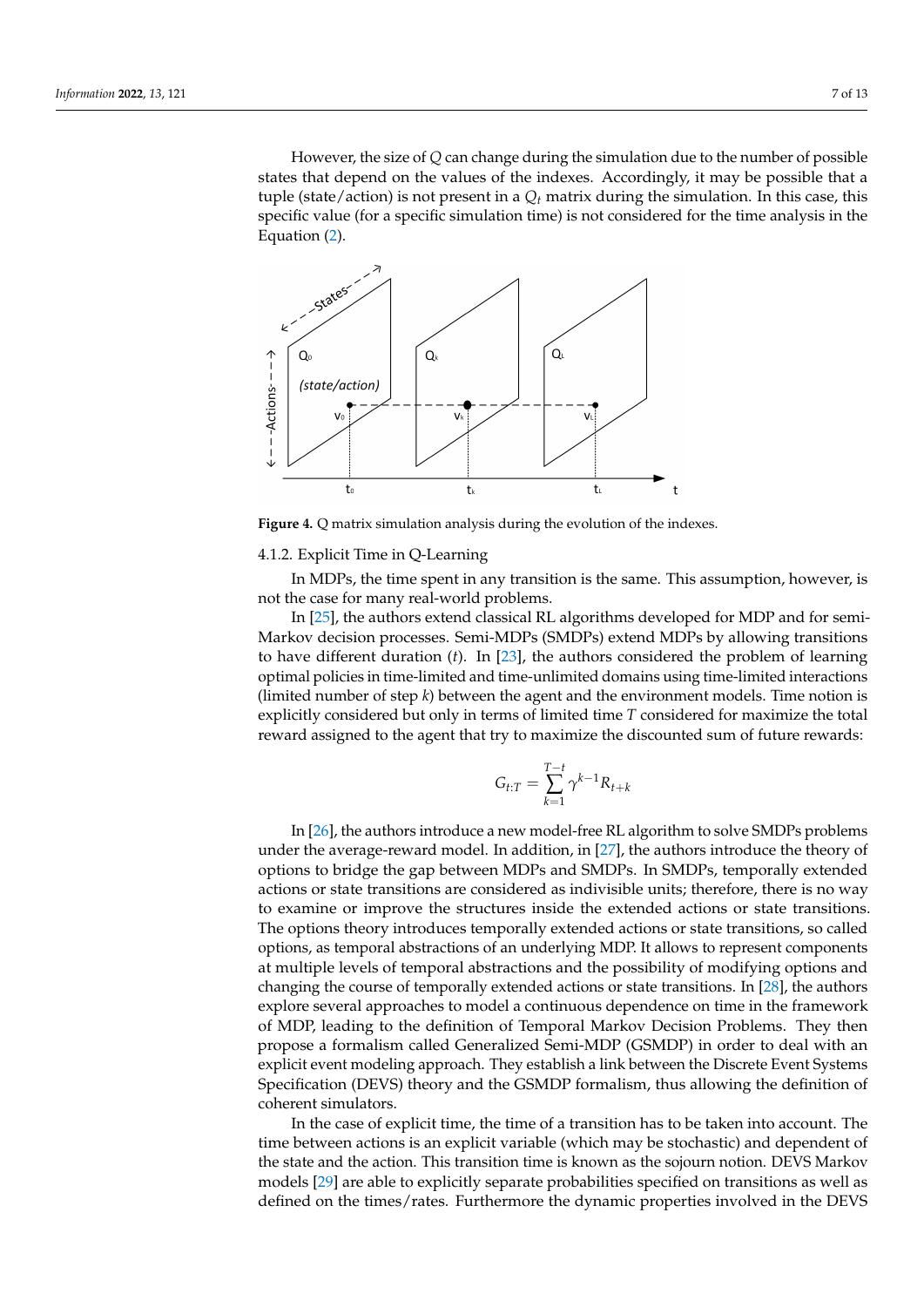However, the size of $Q$ can change during the simulation due to the number of possible states that depend on the values of the indexes. Accordingly, it may be possible that a tuple (state/action) is not present in a $Q_t$ matrix during the simulation. In this case, this specific value (for a specific simulation time) is not considered for the time analysis in the Equation (2).

**Figure 4.** Q matrix simulation analysis during the evolution of the indexes.

#### 4.1.2. Explicit Time in Q-Learning

In MDPs, the time spent in any transition is the same. This assumption, however, is not the case for many real-world problems.

In [25], the authors extend classical RL algorithms developed for MDP and for semi-Markov decision processes. Semi-MDPs (SMDPs) extend MDPs by allowing transitions to have different duration ($t$). In [23], the authors considered the problem of learning optimal policies in time-limited and time-unlimited domains using time-limited interactions (limited number of step $k$) between the agent and the environment models. Time notion is explicitly considered but only in terms of limited time $T$ considered for maximize the total reward assigned to the agent that try to maximize the discounted sum of future rewards:

$$G_{t:T} = \sum_{k=1}^{T-t} \gamma^{k-1} R_{t+k}$$

In [26], the authors introduce a new model-free RL algorithm to solve SMDPs problems under the average-reward model. In addition, in [27], the authors introduce the theory of options to bridge the gap between MDPs and SMDPs. In SMDPs, temporally extended actions or state transitions are considered as indivisible units; therefore, there is no way to examine or improve the structures inside the extended actions or state transitions. The options theory introduces temporally extended actions or state transitions, so called options, as temporal abstractions of an underlying MDP. It allows to represent components at multiple levels of temporal abstractions and the possibility of modifying options and changing the course of temporally extended actions or state transitions. In [28], the authors explore several approaches to model a continuous dependence on time in the framework of MDP, leading to the definition of Temporal Markov Decision Problems. They then propose a formalism called Generalized Semi-MDP (GSMDP) in order to deal with an explicit event modeling approach. They establish a link between the Discrete Event Systems Specification (DEVS) theory and the GSMDP formalism, thus allowing the definition of coherent simulators.

In the case of explicit time, the time of a transition has to be taken into account. The time between actions is an explicit variable (which may be stochastic) and dependent of the state and the action. This transition time is known as the sojourn notion. DEVS Markov models [29] are able to explicitly separate probabilities specified on transitions as well as defined on the times/rates. Furthermore the dynamic properties involved in the DEVS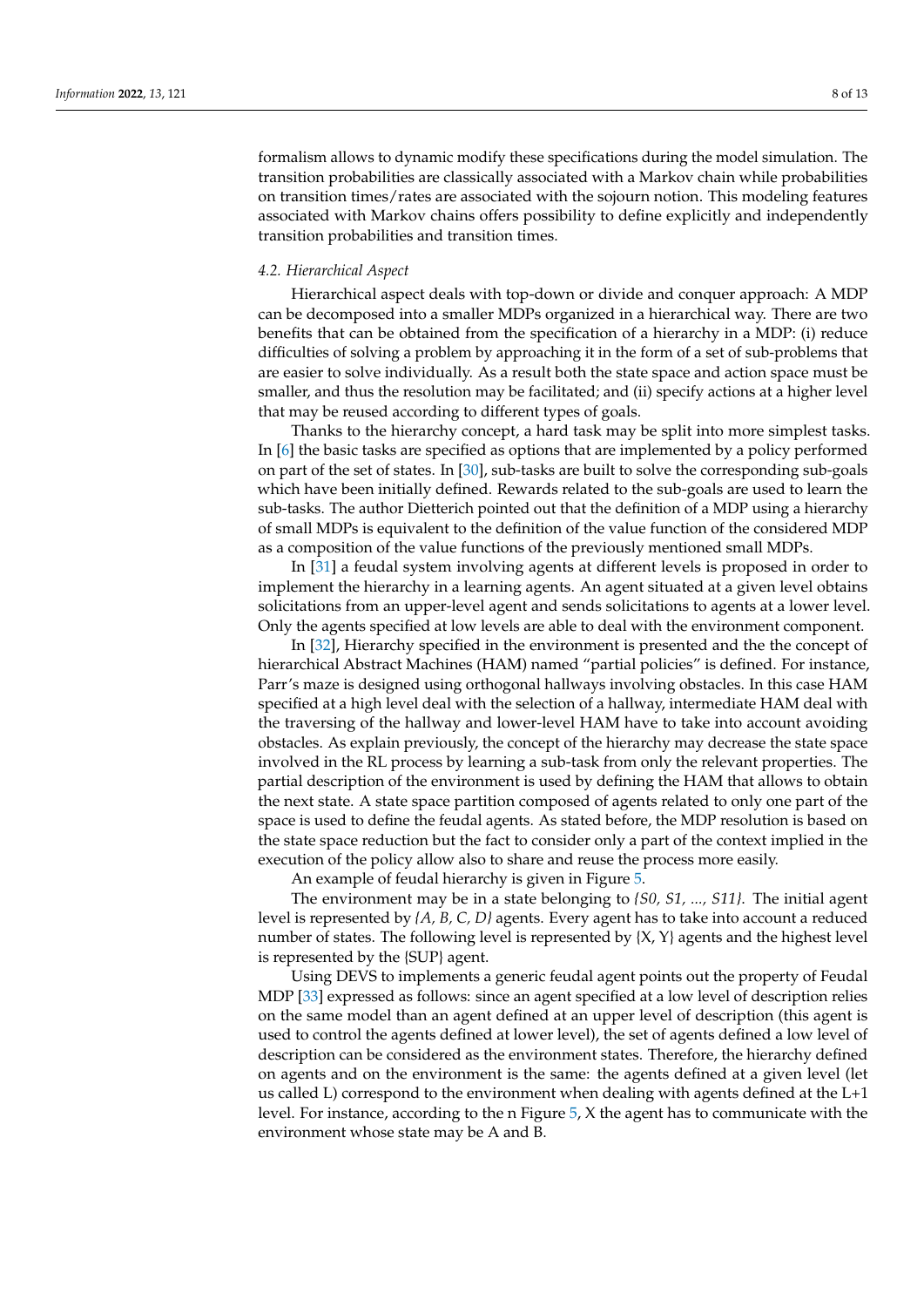formalism allows to dynamic modify these specifications during the model simulation. The transition probabilities are classically associated with a Markov chain while probabilities on transition times/rates are associated with the sojourn notion. This modeling features associated with Markov chains offers possibility to define explicitly and independently transition probabilities and transition times.

### *4.2. Hierarchical Aspect*

Hierarchical aspect deals with top-down or divide and conquer approach: A MDP can be decomposed into a smaller MDPs organized in a hierarchical way. There are two benefits that can be obtained from the specification of a hierarchy in a MDP: (i) reduce difficulties of solving a problem by approaching it in the form of a set of sub-problems that are easier to solve individually. As a result both the state space and action space must be smaller, and thus the resolution may be facilitated; and (ii) specify actions at a higher level that may be reused according to different types of goals.

Thanks to the hierarchy concept, a hard task may be split into more simplest tasks. In [6] the basic tasks are specified as options that are implemented by a policy performed on part of the set of states. In [30], sub-tasks are built to solve the corresponding sub-goals which have been initially defined. Rewards related to the sub-goals are used to learn the sub-tasks. The author Dietterich pointed out that the definition of a MDP using a hierarchy of small MDPs is equivalent to the definition of the value function of the considered MDP as a composition of the value functions of the previously mentioned small MDPs.

In [31] a feudal system involving agents at different levels is proposed in order to implement the hierarchy in a learning agents. An agent situated at a given level obtains solicitations from an upper-level agent and sends solicitations to agents at a lower level. Only the agents specified at low levels are able to deal with the environment component.

In [32], Hierarchy specified in the environment is presented and the the concept of hierarchical Abstract Machines (HAM) named "partial policies" is defined. For instance, Parr's maze is designed using orthogonal hallways involving obstacles. In this case HAM specified at a high level deal with the selection of a hallway, intermediate HAM deal with the traversing of the hallway and lower-level HAM have to take into account avoiding obstacles. As explain previously, the concept of the hierarchy may decrease the state space involved in the RL process by learning a sub-task from only the relevant properties. The partial description of the environment is used by defining the HAM that allows to obtain the next state. A state space partition composed of agents related to only one part of the space is used to define the feudal agents. As stated before, the MDP resolution is based on the state space reduction but the fact to consider only a part of the context implied in the execution of the policy allow also to share and reuse the process more easily.

An example of feudal hierarchy is given in Figure 5.

The environment may be in a state belonging to *{S0, S1, ..., S11}*. The initial agent level is represented by *{A, B, C, D}* agents. Every agent has to take into account a reduced number of states. The following level is represented by {X, Y} agents and the highest level is represented by the {SUP} agent.

Using DEVS to implements a generic feudal agent points out the property of Feudal MDP [33] expressed as follows: since an agent specified at a low level of description relies on the same model than an agent defined at an upper level of description (this agent is used to control the agents defined at lower level), the set of agents defined a low level of description can be considered as the environment states. Therefore, the hierarchy defined on agents and on the environment is the same: the agents defined at a given level (let us called L) correspond to the environment when dealing with agents defined at the L+1 level. For instance, according to the n Figure 5, X the agent has to communicate with the environment whose state may be A and B.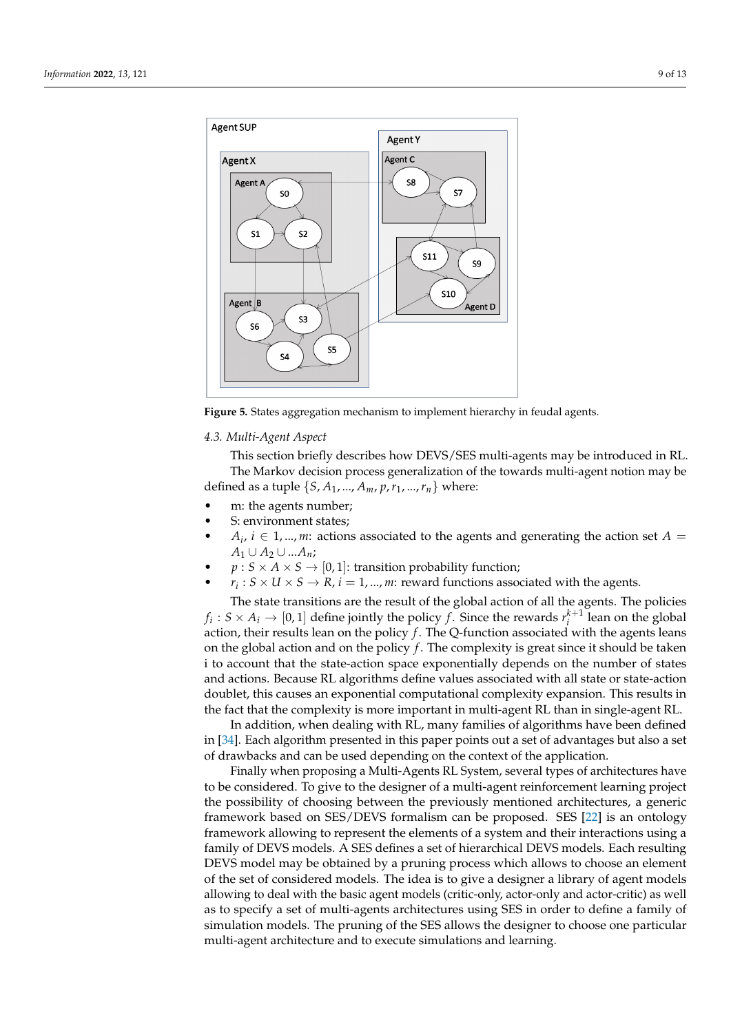**Figure 5.** States aggregation mechanism to implement hierarchy in feudal agents.

### 4.3. Multi-Agent Aspect

This section briefly describes how DEVS/SES multi-agents may be introduced in RL.

The Markov decision process generalization of the towards multi-agent notion may be defined as a tuple $\{S, A_1, ..., A_m, p, r_1, ..., r_n\}$ where:

- m: the agents number;
- S: environment states;
- $A_i$, $i \in 1, ..., m$: actions associated to the agents and generating the action set $A = A_1 \cup A_2 \cup ... A_n$;
- $p : S \times A \times S \rightarrow [0, 1]$: transition probability function;
- $r_i : S \times U \times S \rightarrow R$, $i = 1, ..., m$: reward functions associated with the agents.

The state transitions are the result of the global action of all the agents. The policies $f_i : S \times A_i \rightarrow [0, 1]$ define jointly the policy $f$. Since the rewards $r_i^{k+1}$ lean on the global action, their results lean on the policy $f$. The Q-function associated with the agents leans on the global action and on the policy $f$. The complexity is great since it should be taken i to account that the state-action space exponentially depends on the number of states and actions. Because RL algorithms define values associated with all state or state-action doublet, this causes an exponential computational complexity expansion. This results in the fact that the complexity is more important in multi-agent RL than in single-agent RL.

In addition, when dealing with RL, many families of algorithms have been defined in [34]. Each algorithm presented in this paper points out a set of advantages but also a set of drawbacks and can be used depending on the context of the application.

Finally when proposing a Multi-Agents RL System, several types of architectures have to be considered. To give to the designer of a multi-agent reinforcement learning project the possibility of choosing between the previously mentioned architectures, a generic framework based on SES/DEVS formalism can be proposed. SES [22] is an ontology framework allowing to represent the elements of a system and their interactions using a family of DEVS models. A SES defines a set of hierarchical DEVS models. Each resulting DEVS model may be obtained by a pruning process which allows to choose an element of the set of considered models. The idea is to give a designer a library of agent models allowing to deal with the basic agent models (critic-only, actor-only and actor-critic) as well as to specify a set of multi-agents architectures using SES in order to define a family of simulation models. The pruning of the SES allows the designer to choose one particular multi-agent architecture and to execute simulations and learning.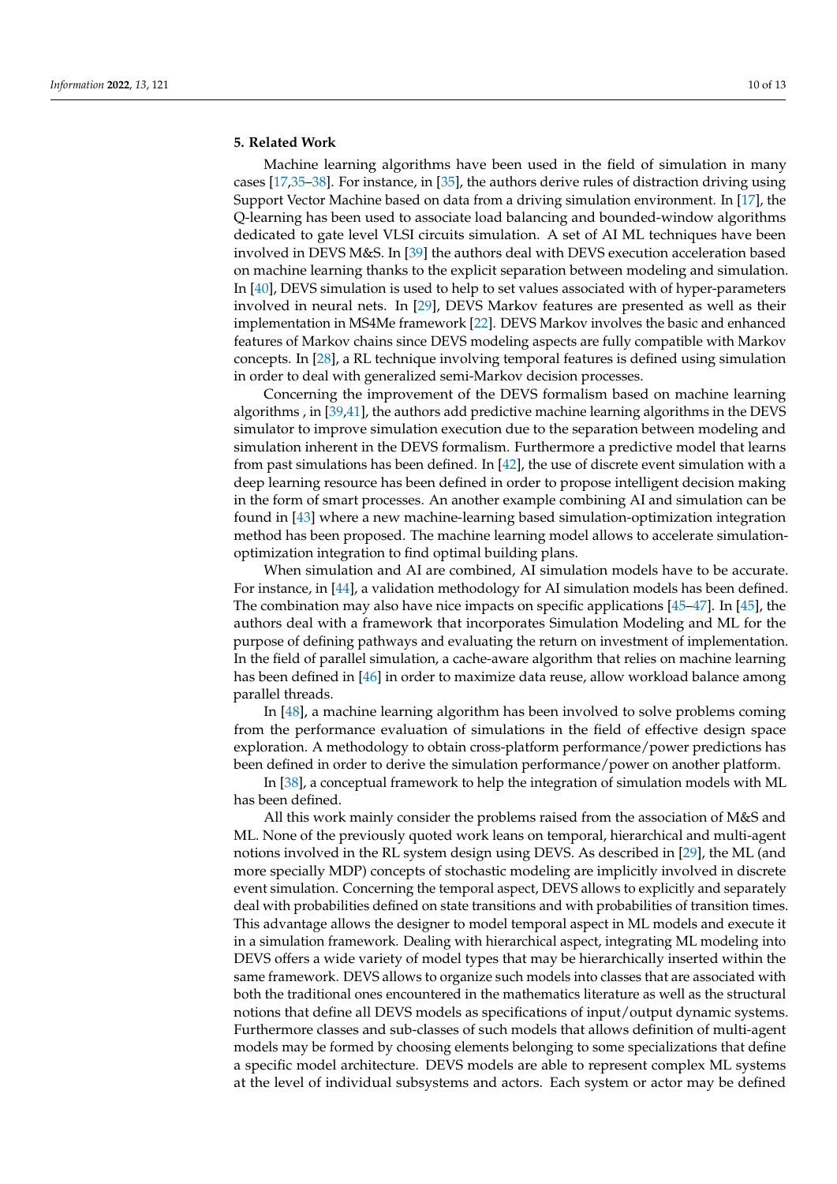## 5. Related Work

Machine learning algorithms have been used in the field of simulation in many cases [17,35–38]. For instance, in [35], the authors derive rules of distraction driving using Support Vector Machine based on data from a driving simulation environment. In [17], the Q-learning has been used to associate load balancing and bounded-window algorithms dedicated to gate level VLSI circuits simulation. A set of AI ML techniques have been involved in DEVS M&S. In [39] the authors deal with DEVS execution acceleration based on machine learning thanks to the explicit separation between modeling and simulation. In [40], DEVS simulation is used to help to set values associated with of hyper-parameters involved in neural nets. In [29], DEVS Markov features are presented as well as their implementation in MS4Me framework [22]. DEVS Markov involves the basic and enhanced features of Markov chains since DEVS modeling aspects are fully compatible with Markov concepts. In [28], a RL technique involving temporal features is defined using simulation in order to deal with generalized semi-Markov decision processes.

Concerning the improvement of the DEVS formalism based on machine learning algorithms , in [39,41], the authors add predictive machine learning algorithms in the DEVS simulator to improve simulation execution due to the separation between modeling and simulation inherent in the DEVS formalism. Furthermore a predictive model that learns from past simulations has been defined. In [42], the use of discrete event simulation with a deep learning resource has been defined in order to propose intelligent decision making in the form of smart processes. An another example combining AI and simulation can be found in [43] where a new machine-learning based simulation-optimization integration method has been proposed. The machine learning model allows to accelerate simulation-optimization integration to find optimal building plans.

When simulation and AI are combined, AI simulation models have to be accurate. For instance, in [44], a validation methodology for AI simulation models has been defined. The combination may also have nice impacts on specific applications [45–47]. In [45], the authors deal with a framework that incorporates Simulation Modeling and ML for the purpose of defining pathways and evaluating the return on investment of implementation. In the field of parallel simulation, a cache-aware algorithm that relies on machine learning has been defined in [46] in order to maximize data reuse, allow workload balance among parallel threads.

In [48], a machine learning algorithm has been involved to solve problems coming from the performance evaluation of simulations in the field of effective design space exploration. A methodology to obtain cross-platform performance/power predictions has been defined in order to derive the simulation performance/power on another platform.

In [38], a conceptual framework to help the integration of simulation models with ML has been defined.

All this work mainly consider the problems raised from the association of M&S and ML. None of the previously quoted work leans on temporal, hierarchical and multi-agent notions involved in the RL system design using DEVS. As described in [29], the ML (and more specially MDP) concepts of stochastic modeling are implicitly involved in discrete event simulation. Concerning the temporal aspect, DEVS allows to explicitly and separately deal with probabilities defined on state transitions and with probabilities of transition times. This advantage allows the designer to model temporal aspect in ML models and execute it in a simulation framework. Dealing with hierarchical aspect, integrating ML modeling into DEVS offers a wide variety of model types that may be hierarchically inserted within the same framework. DEVS allows to organize such models into classes that are associated with both the traditional ones encountered in the mathematics literature as well as the structural notions that define all DEVS models as specifications of input/output dynamic systems. Furthermore classes and sub-classes of such models that allows definition of multi-agent models may be formed by choosing elements belonging to some specializations that define a specific model architecture. DEVS models are able to represent complex ML systems at the level of individual subsystems and actors. Each system or actor may be defined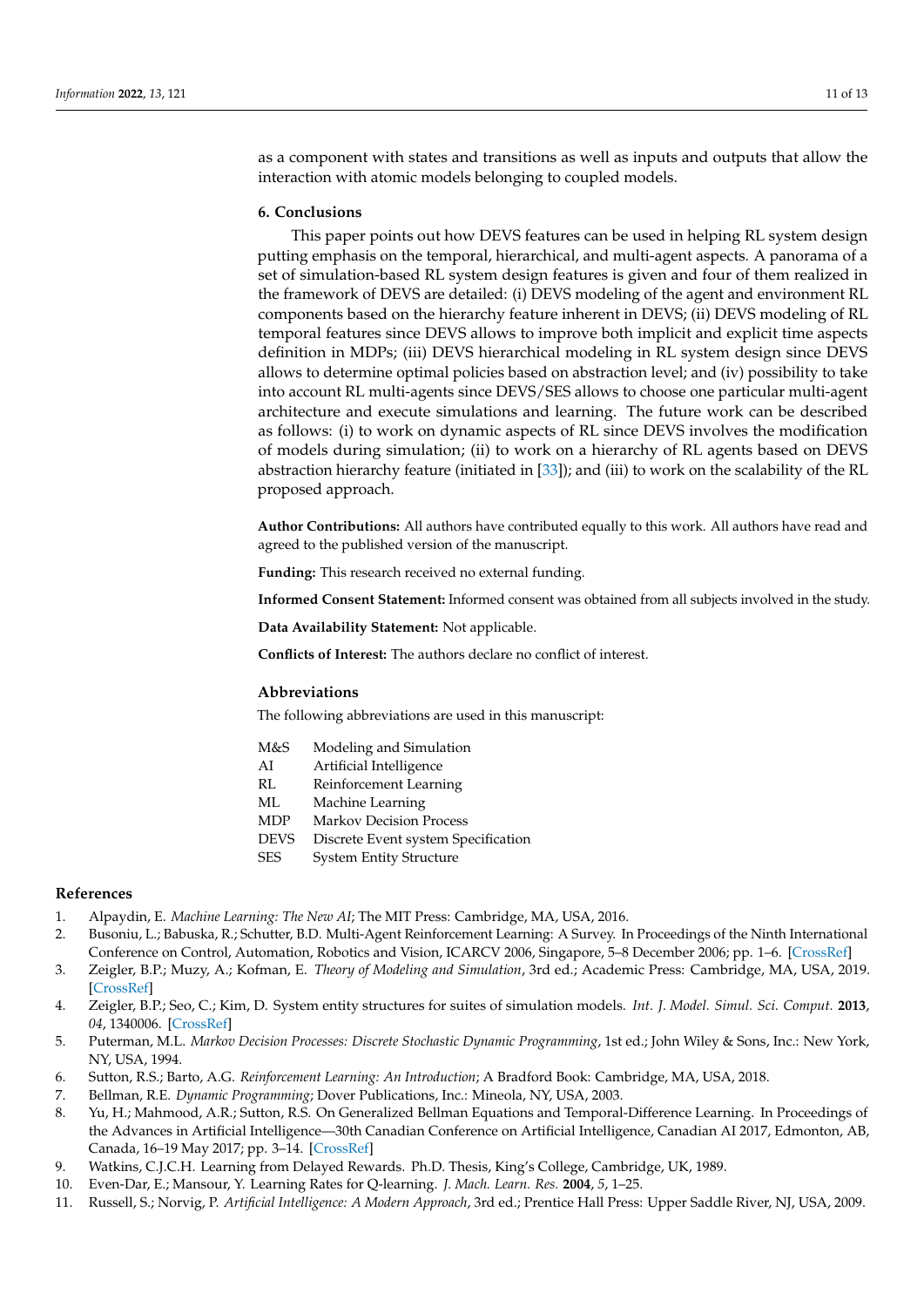as a component with states and transitions as well as inputs and outputs that allow the interaction with atomic models belonging to coupled models.

## 6. Conclusions

This paper points out how DEVS features can be used in helping RL system design putting emphasis on the temporal, hierarchical, and multi-agent aspects. A panorama of a set of simulation-based RL system design features is given and four of them realized in the framework of DEVS are detailed: (i) DEVS modeling of the agent and environment RL components based on the hierarchy feature inherent in DEVS; (ii) DEVS modeling of RL temporal features since DEVS allows to improve both implicit and explicit time aspects definition in MDPs; (iii) DEVS hierarchical modeling in RL system design since DEVS allows to determine optimal policies based on abstraction level; and (iv) possibility to take into account RL multi-agents since DEVS/SES allows to choose one particular multi-agent architecture and execute simulations and learning. The future work can be described as follows: (i) to work on dynamic aspects of RL since DEVS involves the modification of models during simulation; (ii) to work on a hierarchy of RL agents based on DEVS abstraction hierarchy feature (initiated in [33]); and (iii) to work on the scalability of the RL proposed approach.

**Author Contributions:** All authors have contributed equally to this work. All authors have read and agreed to the published version of the manuscript.

**Funding:** This research received no external funding.

**Informed Consent Statement:** Informed consent was obtained from all subjects involved in the study.

**Data Availability Statement:** Not applicable.

**Conflicts of Interest:** The authors declare no conflict of interest.

## Abbreviations

The following abbreviations are used in this manuscript:

| | |
|---|---|
| M&S | Modeling and Simulation |
| AI | Artificial Intelligence |
| RL | Reinforcement Learning |
| ML | Machine Learning |
| MDP | Markov Decision Process |
| DEVS | Discrete Event system Specification |
| SES | System Entity Structure |

## References

1. Alpaydin, E. *Machine Learning: The New AI*; The MIT Press: Cambridge, MA, USA, 2016.
2. Busoniu, L.; Babuska, R.; Schutter, B.D. Multi-Agent Reinforcement Learning: A Survey. In Proceedings of the Ninth International Conference on Control, Automation, Robotics and Vision, ICARCV 2006, Singapore, 5–8 December 2006; pp. 1–6. [CrossRef]
3. Zeigler, B.P.; Muzy, A.; Kofman, E. *Theory of Modeling and Simulation*, 3rd ed.; Academic Press: Cambridge, MA, USA, 2019. [CrossRef]
4. Zeigler, B.P.; Seo, C.; Kim, D. System entity structures for suites of simulation models. *Int. J. Model. Simul. Sci. Comput.* **2013**, *04*, 1340006. [CrossRef]
5. Puterman, M.L. *Markov Decision Processes: Discrete Stochastic Dynamic Programming*, 1st ed.; John Wiley & Sons, Inc.: New York, NY, USA, 1994.
6. Sutton, R.S.; Barto, A.G. *Reinforcement Learning: An Introduction*; A Bradford Book: Cambridge, MA, USA, 2018.
7. Bellman, R.E. *Dynamic Programming*; Dover Publications, Inc.: Mineola, NY, USA, 2003.
8. Yu, H.; Mahmood, A.R.; Sutton, R.S. On Generalized Bellman Equations and Temporal-Difference Learning. In Proceedings of the Advances in Artificial Intelligence—30th Canadian Conference on Artificial Intelligence, Canadian AI 2017, Edmonton, AB, Canada, 16–19 May 2017; pp. 3–14. [CrossRef]
9. Watkins, C.J.C.H. Learning from Delayed Rewards. Ph.D. Thesis, King's College, Cambridge, UK, 1989.
10. Even-Dar, E.; Mansour, Y. Learning Rates for Q-learning. *J. Mach. Learn. Res.* **2004**, *5*, 1–25.
11. Russell, S.; Norvig, P. *Artificial Intelligence: A Modern Approach*, 3rd ed.; Prentice Hall Press: Upper Saddle River, NJ, USA, 2009.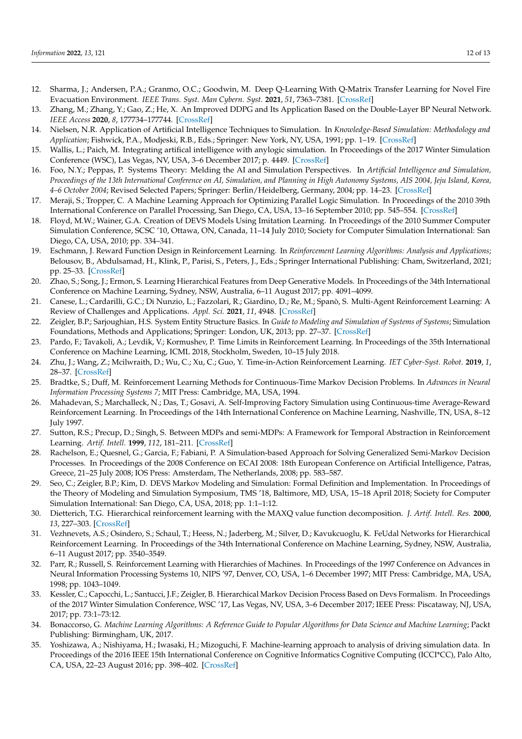12. Sharma, J.; Andersen, P.A.; Granmo, O.C.; Goodwin, M. Deep Q-Learning With Q-Matrix Transfer Learning for Novel Fire Evacuation Environment. *IEEE Trans. Syst. Man Cybern. Syst.* **2021**, *51*, 7363–7381. [CrossRef]
13. Zhang, M.; Zhang, Y.; Gao, Z.; He, X. An Improved DDPG and Its Application Based on the Double-Layer BP Neural Network. *IEEE Access* **2020**, *8*, 177734–177744. [CrossRef]
14. Nielsen, N.R. Application of Artificial Intelligence Techniques to Simulation. In *Knowledge-Based Simulation: Methodology and Application*; Fishwick, P.A., Modjeski, R.B., Eds.; Springer: New York, NY, USA, 1991; pp. 1–19. [CrossRef]
15. Wallis, L.; Paich, M. Integrating artifical intelligence with anylogic simulation. In Proceedings of the 2017 Winter Simulation Conference (WSC), Las Vegas, NV, USA, 3–6 December 2017; p. 4449. [CrossRef]
16. Foo, N.Y.; Peppas, P. Systems Theory: Melding the AI and Simulation Perspectives. In *Artificial Intelligence and Simulation, Proceedings of the 13th International Conference on AI, Simulation, and Planning in High Autonomy Systems, AIS 2004, Jeju Island, Korea, 4–6 October 2004*; Revised Selected Papers; Springer: Berlin/Heidelberg, Germany, 2004; pp. 14–23. [CrossRef]
17. Meraji, S.; Tropper, C. A Machine Learning Approach for Optimizing Parallel Logic Simulation. In Proceedings of the 2010 39th International Conference on Parallel Processing, San Diego, CA, USA, 13–16 September 2010; pp. 545–554. [CrossRef]
18. Floyd, M.W.; Wainer, G.A. Creation of DEVS Models Using Imitation Learning. In Proceedings of the 2010 Summer Computer Simulation Conference, SCSC '10, Ottawa, ON, Canada, 11–14 July 2010; Society for Computer Simulation International: San Diego, CA, USA, 2010; pp. 334–341.
19. Eschmann, J. Reward Function Design in Reinforcement Learning. In *Reinforcement Learning Algorithms: Analysis and Applications*; Belousov, B., Abdulsamad, H., Klink, P., Parisi, S., Peters, J., Eds.; Springer International Publishing: Cham, Switzerland, 2021; pp. 25–33. [CrossRef]
20. Zhao, S.; Song, J.; Ermon, S. Learning Hierarchical Features from Deep Generative Models. In Proceedings of the 34th International Conference on Machine Learning, Sydney, NSW, Australia, 6–11 August 2017; pp. 4091–4099.
21. Canese, L.; Cardarilli, G.C.; Di Nunzio, L.; Fazzolari, R.; Giardino, D.; Re, M.; Spanò, S. Multi-Agent Reinforcement Learning: A Review of Challenges and Applications. *Appl. Sci.* **2021**, *11*, 4948. [CrossRef]
22. Zeigler, B.P.; Sarjoughian, H.S. System Entity Structure Basics. In *Guide to Modeling and Simulation of Systems of Systems*; Simulation Foundations, Methods and Applications; Springer: London, UK, 2013; pp. 27–37. [CrossRef]
23. Pardo, F.; Tavakoli, A.; Levdik, V.; Kormushev, P. Time Limits in Reinforcement Learning. In Proceedings of the 35th International Conference on Machine Learning, ICML 2018, Stockholm, Sweden, 10–15 July 2018.
24. Zhu, J.; Wang, Z.; Mcilwraith, D.; Wu, C.; Xu, C.; Guo, Y. Time-in-Action Reinforcement Learning. *IET Cyber-Syst. Robot.* **2019**, *1*, 28–37. [CrossRef]
25. Bradtke, S.; Duff, M. Reinforcement Learning Methods for Continuous-Time Markov Decision Problems. In *Advances in Neural Information Processing Systems 7*; MIT Press: Cambridge, MA, USA, 1994.
26. Mahadevan, S.; Marchalleck, N.; Das, T.; Gosavi, A. Self-Improving Factory Simulation using Continuous-time Average-Reward Reinforcement Learning. In Proceedings of the 14th International Conference on Machine Learning, Nashville, TN, USA, 8–12 July 1997.
27. Sutton, R.S.; Precup, D.; Singh, S. Between MDPs and semi-MDPs: A Framework for Temporal Abstraction in Reinforcement Learning. *Artif. Intell.* **1999**, *112*, 181–211. [CrossRef]
28. Rachelson, E.; Quesnel, G.; Garcia, F.; Fabiani, P. A Simulation-based Approach for Solving Generalized Semi-Markov Decision Processes. In Proceedings of the 2008 Conference on ECAI 2008: 18th European Conference on Artificial Intelligence, Patras, Greece, 21–25 July 2008; IOS Press: Amsterdam, The Netherlands, 2008; pp. 583–587.
29. Seo, C.; Zeigler, B.P.; Kim, D. DEVS Markov Modeling and Simulation: Formal Definition and Implementation. In Proceedings of the Theory of Modeling and Simulation Symposium, TMS '18, Baltimore, MD, USA, 15–18 April 2018; Society for Computer Simulation International: San Diego, CA, USA, 2018; pp. 1:1–1:12.
30. Dietterich, T.G. Hierarchical reinforcement learning with the MAXQ value function decomposition. *J. Artif. Intell. Res.* **2000**, *13*, 227–303. [CrossRef]
31. Vezhnevets, A.S.; Osindero, S.; Schaul, T.; Heess, N.; Jaderberg, M.; Silver, D.; Kavukcuoglu, K. FeUdal Networks for Hierarchical Reinforcement Learning. In Proceedings of the 34th International Conference on Machine Learning, Sydney, NSW, Australia, 6–11 August 2017; pp. 3540–3549.
32. Parr, R.; Russell, S. Reinforcement Learning with Hierarchies of Machines. In Proceedings of the 1997 Conference on Advances in Neural Information Processing Systems 10, NIPS '97, Denver, CO, USA, 1–6 December 1997; MIT Press: Cambridge, MA, USA, 1998; pp. 1043–1049.
33. Kessler, C.; Capocchi, L.; Santucci, J.F.; Zeigler, B. Hierarchical Markov Decision Process Based on Devs Formalism. In Proceedings of the 2017 Winter Simulation Conference, WSC '17, Las Vegas, NV, USA, 3–6 December 2017; IEEE Press: Piscataway, NJ, USA, 2017; pp. 73:1–73:12.
34. Bonaccorso, G. *Machine Learning Algorithms: A Reference Guide to Popular Algorithms for Data Science and Machine Learning*; Packt Publishing: Birmingham, UK, 2017.
35. Yoshizawa, A.; Nishiyama, H.; Iwasaki, H.; Mizoguchi, F. Machine-learning approach to analysis of driving simulation data. In Proceedings of the 2016 IEEE 15th International Conference on Cognitive Informatics Cognitive Computing (ICCI*CC), Palo Alto, CA, USA, 22–23 August 2016; pp. 398–402. [CrossRef]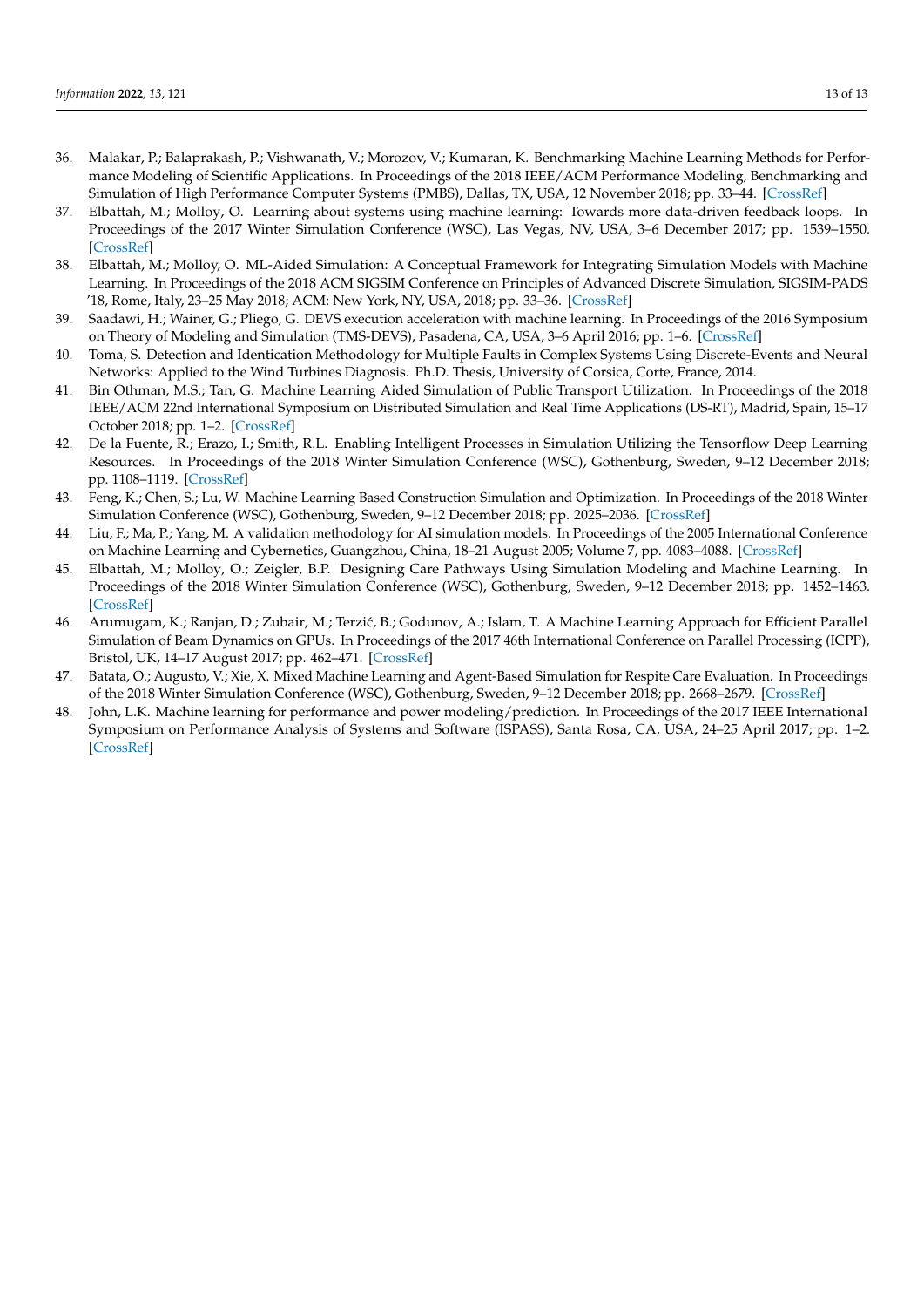36. Malakar, P.; Balaprakash, P.; Vishwanath, V.; Morozov, V.; Kumaran, K. Benchmarking Machine Learning Methods for Performance Modeling of Scientific Applications. In Proceedings of the 2018 IEEE/ACM Performance Modeling, Benchmarking and Simulation of High Performance Computer Systems (PMBS), Dallas, TX, USA, 12 November 2018; pp. 33–44. [CrossRef]
37. Elbattah, M.; Molloy, O. Learning about systems using machine learning: Towards more data-driven feedback loops. In Proceedings of the 2017 Winter Simulation Conference (WSC), Las Vegas, NV, USA, 3–6 December 2017; pp. 1539–1550. [CrossRef]
38. Elbattah, M.; Molloy, O. ML-Aided Simulation: A Conceptual Framework for Integrating Simulation Models with Machine Learning. In Proceedings of the 2018 ACM SIGSIM Conference on Principles of Advanced Discrete Simulation, SIGSIM-PADS '18, Rome, Italy, 23–25 May 2018; ACM: New York, NY, USA, 2018; pp. 33–36. [CrossRef]
39. Saadawi, H.; Wainer, G.; Pliego, G. DEVS execution acceleration with machine learning. In Proceedings of the 2016 Symposium on Theory of Modeling and Simulation (TMS-DEVS), Pasadena, CA, USA, 3–6 April 2016; pp. 1–6. [CrossRef]
40. Toma, S. Detection and Identication Methodology for Multiple Faults in Complex Systems Using Discrete-Events and Neural Networks: Applied to the Wind Turbines Diagnosis. Ph.D. Thesis, University of Corsica, Corte, France, 2014.
41. Bin Othman, M.S.; Tan, G. Machine Learning Aided Simulation of Public Transport Utilization. In Proceedings of the 2018 IEEE/ACM 22nd International Symposium on Distributed Simulation and Real Time Applications (DS-RT), Madrid, Spain, 15–17 October 2018; pp. 1–2. [CrossRef]
42. De la Fuente, R.; Erazo, I.; Smith, R.L. Enabling Intelligent Processes in Simulation Utilizing the Tensorflow Deep Learning Resources. In Proceedings of the 2018 Winter Simulation Conference (WSC), Gothenburg, Sweden, 9–12 December 2018; pp. 1108–1119. [CrossRef]
43. Feng, K.; Chen, S.; Lu, W. Machine Learning Based Construction Simulation and Optimization. In Proceedings of the 2018 Winter Simulation Conference (WSC), Gothenburg, Sweden, 9–12 December 2018; pp. 2025–2036. [CrossRef]
44. Liu, F.; Ma, P.; Yang, M. A validation methodology for AI simulation models. In Proceedings of the 2005 International Conference on Machine Learning and Cybernetics, Guangzhou, China, 18–21 August 2005; Volume 7, pp. 4083–4088. [CrossRef]
45. Elbattah, M.; Molloy, O.; Zeigler, B.P. Designing Care Pathways Using Simulation Modeling and Machine Learning. In Proceedings of the 2018 Winter Simulation Conference (WSC), Gothenburg, Sweden, 9–12 December 2018; pp. 1452–1463. [CrossRef]
46. Arumugam, K.; Ranjan, D.; Zubair, M.; Terzić, B.; Godunov, A.; Islam, T. A Machine Learning Approach for Efficient Parallel Simulation of Beam Dynamics on GPUs. In Proceedings of the 2017 46th International Conference on Parallel Processing (ICPP), Bristol, UK, 14–17 August 2017; pp. 462–471. [CrossRef]
47. Batata, O.; Augusto, V.; Xie, X. Mixed Machine Learning and Agent-Based Simulation for Respite Care Evaluation. In Proceedings of the 2018 Winter Simulation Conference (WSC), Gothenburg, Sweden, 9–12 December 2018; pp. 2668–2679. [CrossRef]
48. John, L.K. Machine learning for performance and power modeling/prediction. In Proceedings of the 2017 IEEE International Symposium on Performance Analysis of Systems and Software (ISPASS), Santa Rosa, CA, USA, 24–25 April 2017; pp. 1–2. [CrossRef]